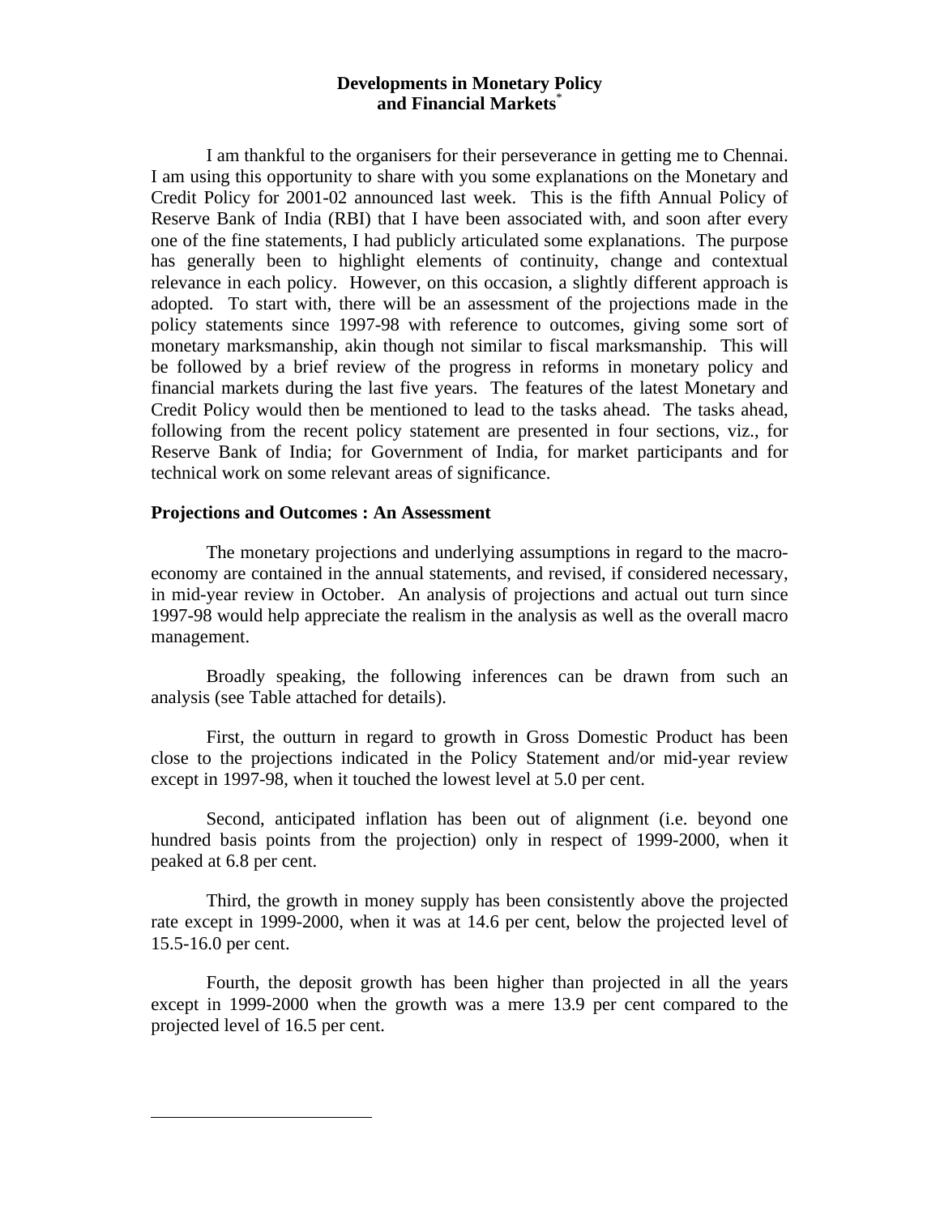# Developments in Monetary Policy and Financial Markets*

I am thankful to the organisers for their perseverance in getting me to Chennai. I am using this opportunity to share with you some explanations on the Monetary and Credit Policy for 2001-02 announced last week. This is the fifth Annual Policy of Reserve Bank of India (RBI) that I have been associated with, and soon after every one of the fine statements, I had publicly articulated some explanations. The purpose has generally been to highlight elements of continuity, change and contextual relevance in each policy. However, on this occasion, a slightly different approach is adopted. To start with, there will be an assessment of the projections made in the policy statements since 1997-98 with reference to outcomes, giving some sort of monetary marksmanship, akin though not similar to fiscal marksmanship. This will be followed by a brief review of the progress in reforms in monetary policy and financial markets during the last five years. The features of the latest Monetary and Credit Policy would then be mentioned to lead to the tasks ahead. The tasks ahead, following from the recent policy statement are presented in four sections, viz., for Reserve Bank of India; for Government of India, for market participants and for technical work on some relevant areas of significance.

## Projections and Outcomes : An Assessment

The monetary projections and underlying assumptions in regard to the macro-economy are contained in the annual statements, and revised, if considered necessary, in mid-year review in October. An analysis of projections and actual out turn since 1997-98 would help appreciate the realism in the analysis as well as the overall macro management.

Broadly speaking, the following inferences can be drawn from such an analysis (see Table attached for details).

First, the outturn in regard to growth in Gross Domestic Product has been close to the projections indicated in the Policy Statement and/or mid-year review except in 1997-98, when it touched the lowest level at 5.0 per cent.

Second, anticipated inflation has been out of alignment (i.e. beyond one hundred basis points from the projection) only in respect of 1999-2000, when it peaked at 6.8 per cent.

Third, the growth in money supply has been consistently above the projected rate except in 1999-2000, when it was at 14.6 per cent, below the projected level of 15.5-16.0 per cent.

Fourth, the deposit growth has been higher than projected in all the years except in 1999-2000 when the growth was a mere 13.9 per cent compared to the projected level of 16.5 per cent.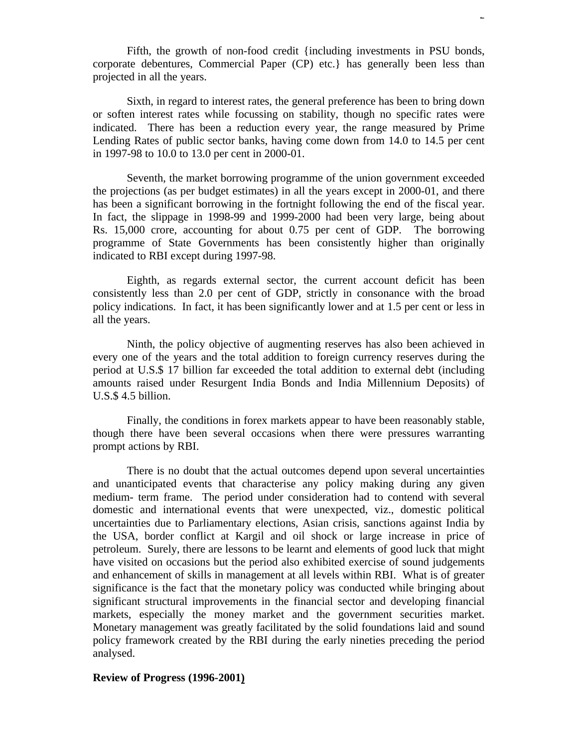Fifth, the growth of non-food credit {including investments in PSU bonds, corporate debentures, Commercial Paper (CP) etc.} has generally been less than projected in all the years.

Sixth, in regard to interest rates, the general preference has been to bring down or soften interest rates while focussing on stability, though no specific rates were indicated. There has been a reduction every year, the range measured by Prime Lending Rates of public sector banks, having come down from 14.0 to 14.5 per cent in 1997-98 to 10.0 to 13.0 per cent in 2000-01.

Seventh, the market borrowing programme of the union government exceeded the projections (as per budget estimates) in all the years except in 2000-01, and there has been a significant borrowing in the fortnight following the end of the fiscal year. In fact, the slippage in 1998-99 and 1999-2000 had been very large, being about Rs. 15,000 crore, accounting for about 0.75 per cent of GDP. The borrowing programme of State Governments has been consistently higher than originally indicated to RBI except during 1997-98.

Eighth, as regards external sector, the current account deficit has been consistently less than 2.0 per cent of GDP, strictly in consonance with the broad policy indications. In fact, it has been significantly lower and at 1.5 per cent or less in all the years.

Ninth, the policy objective of augmenting reserves has also been achieved in every one of the years and the total addition to foreign currency reserves during the period at U.S.$ 17 billion far exceeded the total addition to external debt (including amounts raised under Resurgent India Bonds and India Millennium Deposits) of U.S.$ 4.5 billion.

Finally, the conditions in forex markets appear to have been reasonably stable, though there have been several occasions when there were pressures warranting prompt actions by RBI.

There is no doubt that the actual outcomes depend upon several uncertainties and unanticipated events that characterise any policy making during any given medium- term frame. The period under consideration had to contend with several domestic and international events that were unexpected, viz., domestic political uncertainties due to Parliamentary elections, Asian crisis, sanctions against India by the USA, border conflict at Kargil and oil shock or large increase in price of petroleum. Surely, there are lessons to be learnt and elements of good luck that might have visited on occasions but the period also exhibited exercise of sound judgements and enhancement of skills in management at all levels within RBI. What is of greater significance is the fact that the monetary policy was conducted while bringing about significant structural improvements in the financial sector and developing financial markets, especially the money market and the government securities market. Monetary management was greatly facilitated by the solid foundations laid and sound policy framework created by the RBI during the early nineties preceding the period analysed.

**Review of Progress (1996-2001)**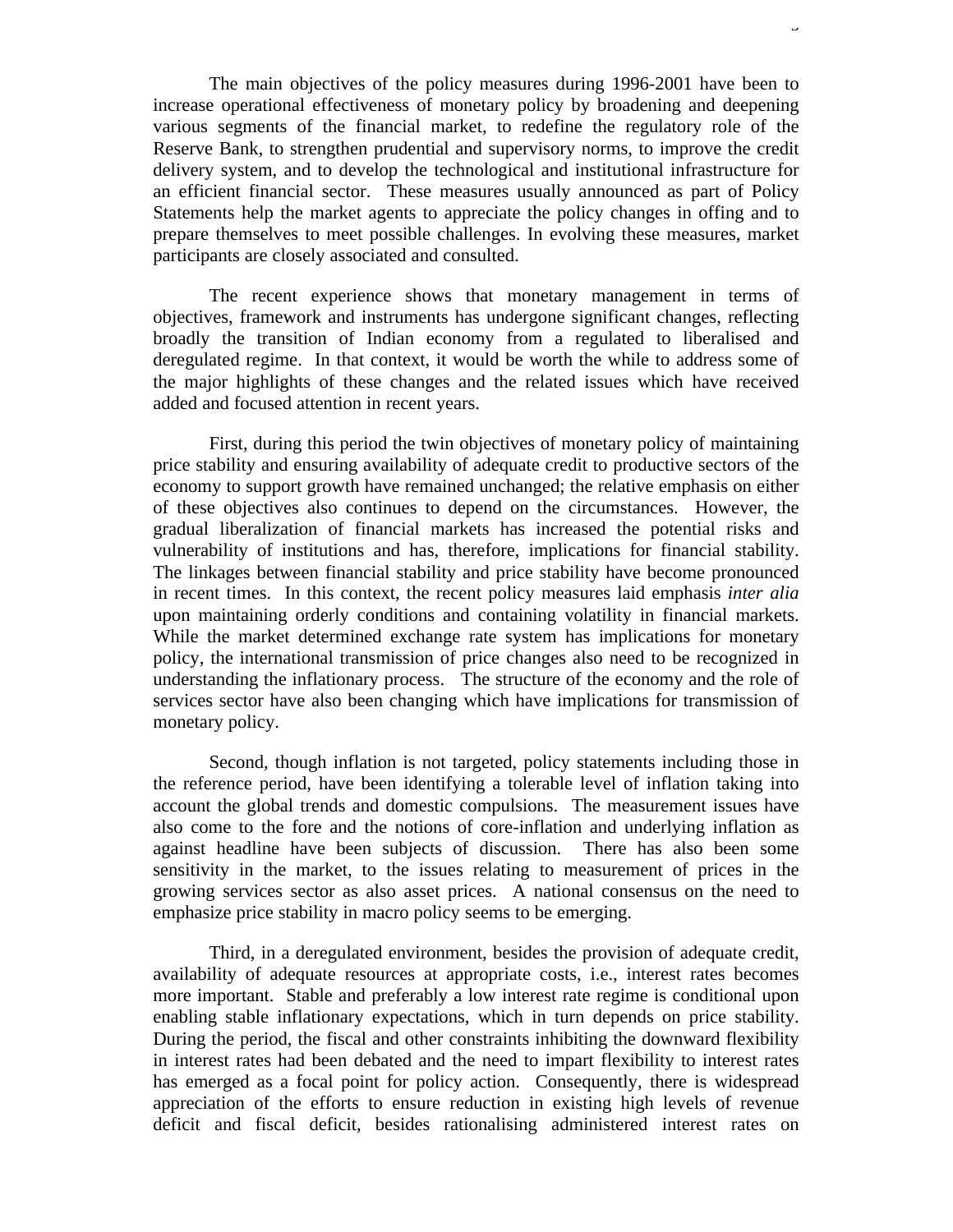The main objectives of the policy measures during 1996-2001 have been to increase operational effectiveness of monetary policy by broadening and deepening various segments of the financial market, to redefine the regulatory role of the Reserve Bank, to strengthen prudential and supervisory norms, to improve the credit delivery system, and to develop the technological and institutional infrastructure for an efficient financial sector. These measures usually announced as part of Policy Statements help the market agents to appreciate the policy changes in offing and to prepare themselves to meet possible challenges. In evolving these measures, market participants are closely associated and consulted.

The recent experience shows that monetary management in terms of objectives, framework and instruments has undergone significant changes, reflecting broadly the transition of Indian economy from a regulated to liberalised and deregulated regime. In that context, it would be worth the while to address some of the major highlights of these changes and the related issues which have received added and focused attention in recent years.

First, during this period the twin objectives of monetary policy of maintaining price stability and ensuring availability of adequate credit to productive sectors of the economy to support growth have remained unchanged; the relative emphasis on either of these objectives also continues to depend on the circumstances. However, the gradual liberalization of financial markets has increased the potential risks and vulnerability of institutions and has, therefore, implications for financial stability. The linkages between financial stability and price stability have become pronounced in recent times. In this context, the recent policy measures laid emphasis *inter alia* upon maintaining orderly conditions and containing volatility in financial markets. While the market determined exchange rate system has implications for monetary policy, the international transmission of price changes also need to be recognized in understanding the inflationary process. The structure of the economy and the role of services sector have also been changing which have implications for transmission of monetary policy.

Second, though inflation is not targeted, policy statements including those in the reference period, have been identifying a tolerable level of inflation taking into account the global trends and domestic compulsions. The measurement issues have also come to the fore and the notions of core-inflation and underlying inflation as against headline have been subjects of discussion. There has also been some sensitivity in the market, to the issues relating to measurement of prices in the growing services sector as also asset prices. A national consensus on the need to emphasize price stability in macro policy seems to be emerging.

Third, in a deregulated environment, besides the provision of adequate credit, availability of adequate resources at appropriate costs, i.e., interest rates becomes more important. Stable and preferably a low interest rate regime is conditional upon enabling stable inflationary expectations, which in turn depends on price stability. During the period, the fiscal and other constraints inhibiting the downward flexibility in interest rates had been debated and the need to impart flexibility to interest rates has emerged as a focal point for policy action. Consequently, there is widespread appreciation of the efforts to ensure reduction in existing high levels of revenue deficit and fiscal deficit, besides rationalising administered interest rates on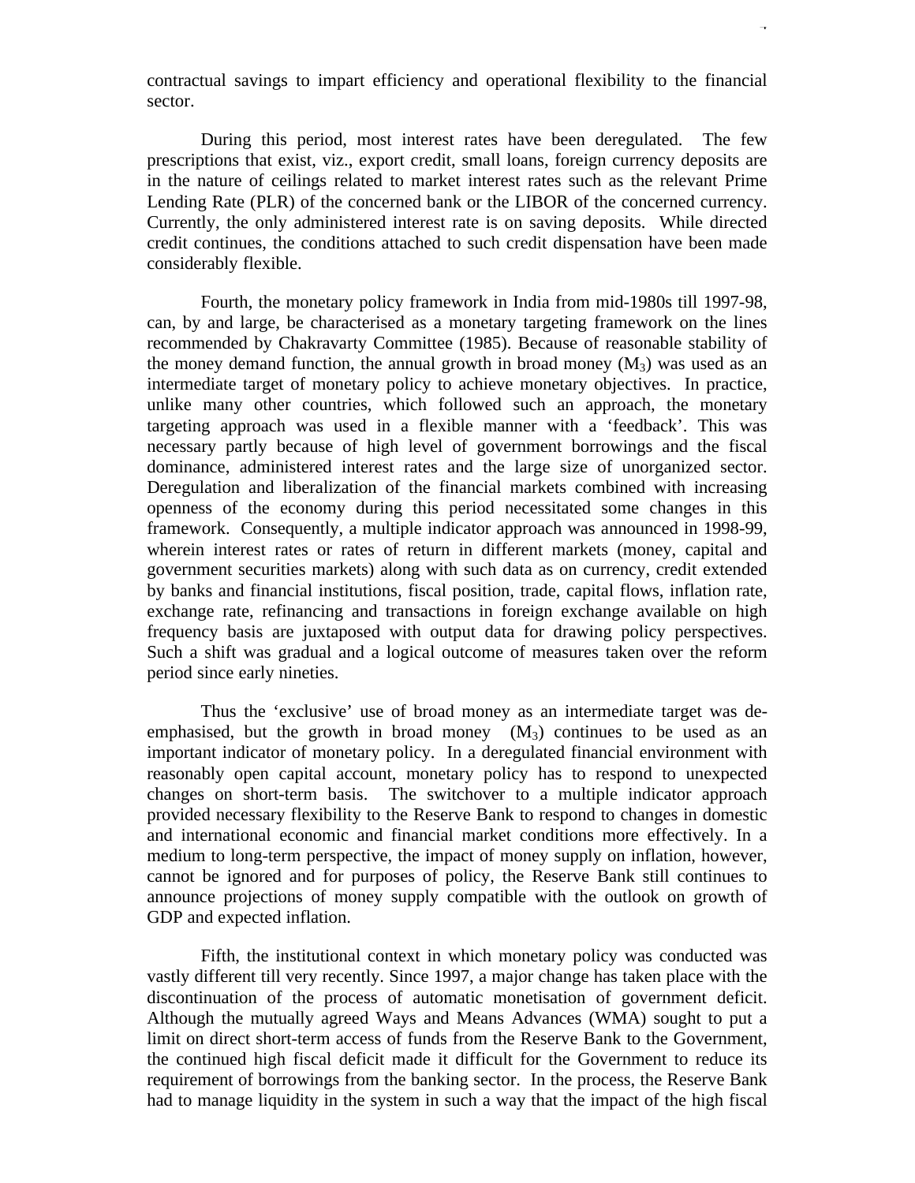contractual savings to impart efficiency and operational flexibility to the financial sector.

During this period, most interest rates have been deregulated. The few prescriptions that exist, viz., export credit, small loans, foreign currency deposits are in the nature of ceilings related to market interest rates such as the relevant Prime Lending Rate (PLR) of the concerned bank or the LIBOR of the concerned currency. Currently, the only administered interest rate is on saving deposits. While directed credit continues, the conditions attached to such credit dispensation have been made considerably flexible.

Fourth, the monetary policy framework in India from mid-1980s till 1997-98, can, by and large, be characterised as a monetary targeting framework on the lines recommended by Chakravarty Committee (1985). Because of reasonable stability of the money demand function, the annual growth in broad money ($M_3$) was used as an intermediate target of monetary policy to achieve monetary objectives. In practice, unlike many other countries, which followed such an approach, the monetary targeting approach was used in a flexible manner with a 'feedback'. This was necessary partly because of high level of government borrowings and the fiscal dominance, administered interest rates and the large size of unorganized sector. Deregulation and liberalization of the financial markets combined with increasing openness of the economy during this period necessitated some changes in this framework. Consequently, a multiple indicator approach was announced in 1998-99, wherein interest rates or rates of return in different markets (money, capital and government securities markets) along with such data as on currency, credit extended by banks and financial institutions, fiscal position, trade, capital flows, inflation rate, exchange rate, refinancing and transactions in foreign exchange available on high frequency basis are juxtaposed with output data for drawing policy perspectives. Such a shift was gradual and a logical outcome of measures taken over the reform period since early nineties.

Thus the 'exclusive' use of broad money as an intermediate target was de-emphasised, but the growth in broad money ($M_3$) continues to be used as an important indicator of monetary policy. In a deregulated financial environment with reasonably open capital account, monetary policy has to respond to unexpected changes on short-term basis. The switchover to a multiple indicator approach provided necessary flexibility to the Reserve Bank to respond to changes in domestic and international economic and financial market conditions more effectively. In a medium to long-term perspective, the impact of money supply on inflation, however, cannot be ignored and for purposes of policy, the Reserve Bank still continues to announce projections of money supply compatible with the outlook on growth of GDP and expected inflation.

Fifth, the institutional context in which monetary policy was conducted was vastly different till very recently. Since 1997, a major change has taken place with the discontinuation of the process of automatic monetisation of government deficit. Although the mutually agreed Ways and Means Advances (WMA) sought to put a limit on direct short-term access of funds from the Reserve Bank to the Government, the continued high fiscal deficit made it difficult for the Government to reduce its requirement of borrowings from the banking sector. In the process, the Reserve Bank had to manage liquidity in the system in such a way that the impact of the high fiscal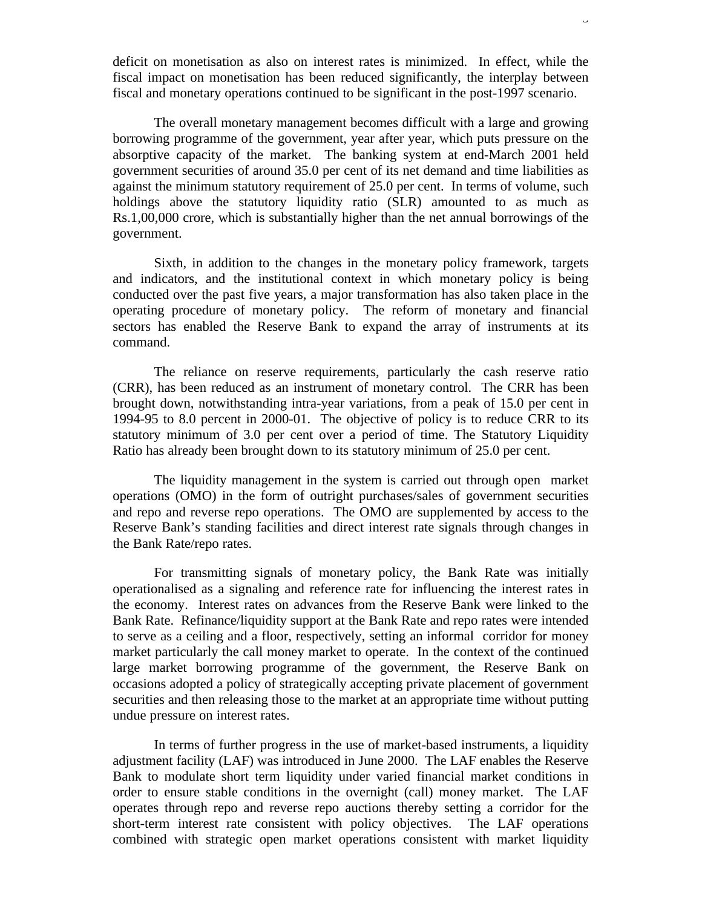deficit on monetisation as also on interest rates is minimized. In effect, while the fiscal impact on monetisation has been reduced significantly, the interplay between fiscal and monetary operations continued to be significant in the post-1997 scenario.

The overall monetary management becomes difficult with a large and growing borrowing programme of the government, year after year, which puts pressure on the absorptive capacity of the market. The banking system at end-March 2001 held government securities of around 35.0 per cent of its net demand and time liabilities as against the minimum statutory requirement of 25.0 per cent. In terms of volume, such holdings above the statutory liquidity ratio (SLR) amounted to as much as Rs.1,00,000 crore, which is substantially higher than the net annual borrowings of the government.

Sixth, in addition to the changes in the monetary policy framework, targets and indicators, and the institutional context in which monetary policy is being conducted over the past five years, a major transformation has also taken place in the operating procedure of monetary policy. The reform of monetary and financial sectors has enabled the Reserve Bank to expand the array of instruments at its command.

The reliance on reserve requirements, particularly the cash reserve ratio (CRR), has been reduced as an instrument of monetary control. The CRR has been brought down, notwithstanding intra-year variations, from a peak of 15.0 per cent in 1994-95 to 8.0 percent in 2000-01. The objective of policy is to reduce CRR to its statutory minimum of 3.0 per cent over a period of time. The Statutory Liquidity Ratio has already been brought down to its statutory minimum of 25.0 per cent.

The liquidity management in the system is carried out through open market operations (OMO) in the form of outright purchases/sales of government securities and repo and reverse repo operations. The OMO are supplemented by access to the Reserve Bank's standing facilities and direct interest rate signals through changes in the Bank Rate/repo rates.

For transmitting signals of monetary policy, the Bank Rate was initially operationalised as a signaling and reference rate for influencing the interest rates in the economy. Interest rates on advances from the Reserve Bank were linked to the Bank Rate. Refinance/liquidity support at the Bank Rate and repo rates were intended to serve as a ceiling and a floor, respectively, setting an informal corridor for money market particularly the call money market to operate. In the context of the continued large market borrowing programme of the government, the Reserve Bank on occasions adopted a policy of strategically accepting private placement of government securities and then releasing those to the market at an appropriate time without putting undue pressure on interest rates.

In terms of further progress in the use of market-based instruments, a liquidity adjustment facility (LAF) was introduced in June 2000. The LAF enables the Reserve Bank to modulate short term liquidity under varied financial market conditions in order to ensure stable conditions in the overnight (call) money market. The LAF operates through repo and reverse repo auctions thereby setting a corridor for the short-term interest rate consistent with policy objectives. The LAF operations combined with strategic open market operations consistent with market liquidity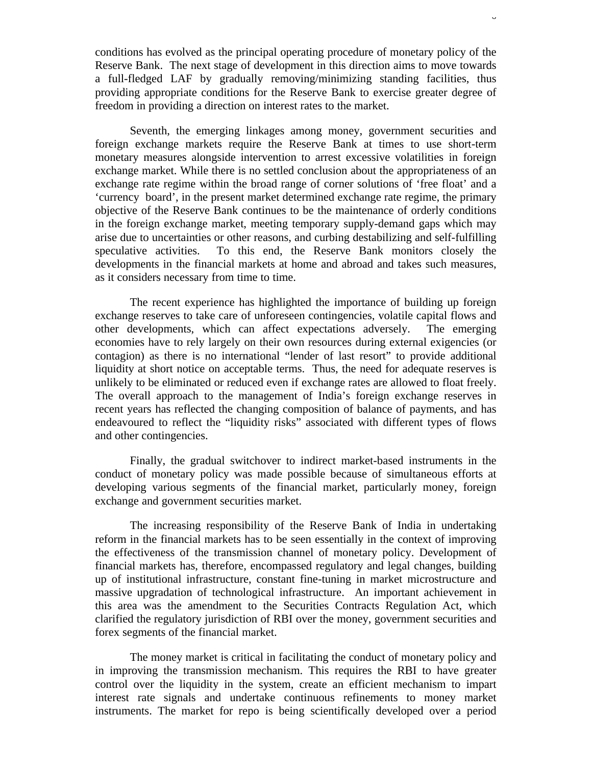conditions has evolved as the principal operating procedure of monetary policy of the Reserve Bank. The next stage of development in this direction aims to move towards a full-fledged LAF by gradually removing/minimizing standing facilities, thus providing appropriate conditions for the Reserve Bank to exercise greater degree of freedom in providing a direction on interest rates to the market.

Seventh, the emerging linkages among money, government securities and foreign exchange markets require the Reserve Bank at times to use short-term monetary measures alongside intervention to arrest excessive volatilities in foreign exchange market. While there is no settled conclusion about the appropriateness of an exchange rate regime within the broad range of corner solutions of 'free float' and a 'currency board', in the present market determined exchange rate regime, the primary objective of the Reserve Bank continues to be the maintenance of orderly conditions in the foreign exchange market, meeting temporary supply-demand gaps which may arise due to uncertainties or other reasons, and curbing destabilizing and self-fulfilling speculative activities. To this end, the Reserve Bank monitors closely the developments in the financial markets at home and abroad and takes such measures, as it considers necessary from time to time.

The recent experience has highlighted the importance of building up foreign exchange reserves to take care of unforeseen contingencies, volatile capital flows and other developments, which can affect expectations adversely. The emerging economies have to rely largely on their own resources during external exigencies (or contagion) as there is no international "lender of last resort" to provide additional liquidity at short notice on acceptable terms. Thus, the need for adequate reserves is unlikely to be eliminated or reduced even if exchange rates are allowed to float freely. The overall approach to the management of India's foreign exchange reserves in recent years has reflected the changing composition of balance of payments, and has endeavoured to reflect the "liquidity risks" associated with different types of flows and other contingencies.

Finally, the gradual switchover to indirect market-based instruments in the conduct of monetary policy was made possible because of simultaneous efforts at developing various segments of the financial market, particularly money, foreign exchange and government securities market.

The increasing responsibility of the Reserve Bank of India in undertaking reform in the financial markets has to be seen essentially in the context of improving the effectiveness of the transmission channel of monetary policy. Development of financial markets has, therefore, encompassed regulatory and legal changes, building up of institutional infrastructure, constant fine-tuning in market microstructure and massive upgradation of technological infrastructure. An important achievement in this area was the amendment to the Securities Contracts Regulation Act, which clarified the regulatory jurisdiction of RBI over the money, government securities and forex segments of the financial market.

The money market is critical in facilitating the conduct of monetary policy and in improving the transmission mechanism. This requires the RBI to have greater control over the liquidity in the system, create an efficient mechanism to impart interest rate signals and undertake continuous refinements to money market instruments. The market for repo is being scientifically developed over a period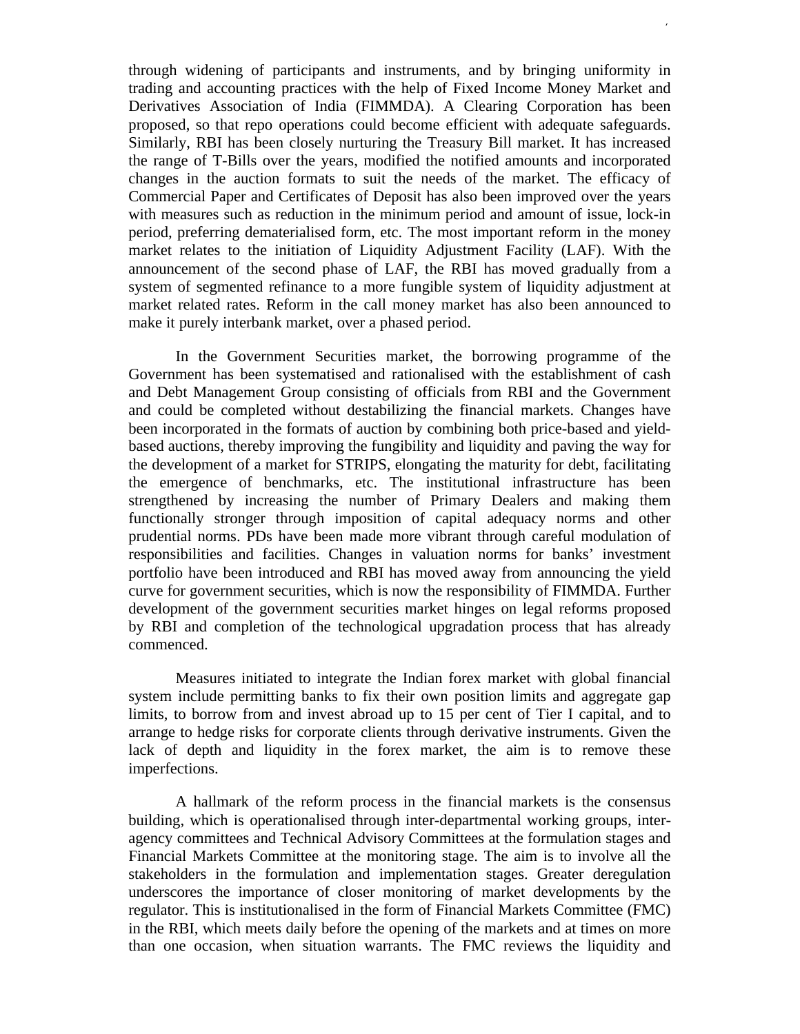through widening of participants and instruments, and by bringing uniformity in trading and accounting practices with the help of Fixed Income Money Market and Derivatives Association of India (FIMMDA). A Clearing Corporation has been proposed, so that repo operations could become efficient with adequate safeguards. Similarly, RBI has been closely nurturing the Treasury Bill market. It has increased the range of T-Bills over the years, modified the notified amounts and incorporated changes in the auction formats to suit the needs of the market. The efficacy of Commercial Paper and Certificates of Deposit has also been improved over the years with measures such as reduction in the minimum period and amount of issue, lock-in period, preferring dematerialised form, etc. The most important reform in the money market relates to the initiation of Liquidity Adjustment Facility (LAF). With the announcement of the second phase of LAF, the RBI has moved gradually from a system of segmented refinance to a more fungible system of liquidity adjustment at market related rates. Reform in the call money market has also been announced to make it purely interbank market, over a phased period.

In the Government Securities market, the borrowing programme of the Government has been systematised and rationalised with the establishment of cash and Debt Management Group consisting of officials from RBI and the Government and could be completed without destabilizing the financial markets. Changes have been incorporated in the formats of auction by combining both price-based and yield-based auctions, thereby improving the fungibility and liquidity and paving the way for the development of a market for STRIPS, elongating the maturity for debt, facilitating the emergence of benchmarks, etc. The institutional infrastructure has been strengthened by increasing the number of Primary Dealers and making them functionally stronger through imposition of capital adequacy norms and other prudential norms. PDs have been made more vibrant through careful modulation of responsibilities and facilities. Changes in valuation norms for banks' investment portfolio have been introduced and RBI has moved away from announcing the yield curve for government securities, which is now the responsibility of FIMMDA. Further development of the government securities market hinges on legal reforms proposed by RBI and completion of the technological upgradation process that has already commenced.

Measures initiated to integrate the Indian forex market with global financial system include permitting banks to fix their own position limits and aggregate gap limits, to borrow from and invest abroad up to 15 per cent of Tier I capital, and to arrange to hedge risks for corporate clients through derivative instruments. Given the lack of depth and liquidity in the forex market, the aim is to remove these imperfections.

A hallmark of the reform process in the financial markets is the consensus building, which is operationalised through inter-departmental working groups, inter-agency committees and Technical Advisory Committees at the formulation stages and Financial Markets Committee at the monitoring stage. The aim is to involve all the stakeholders in the formulation and implementation stages. Greater deregulation underscores the importance of closer monitoring of market developments by the regulator. This is institutionalised in the form of Financial Markets Committee (FMC) in the RBI, which meets daily before the opening of the markets and at times on more than one occasion, when situation warrants. The FMC reviews the liquidity and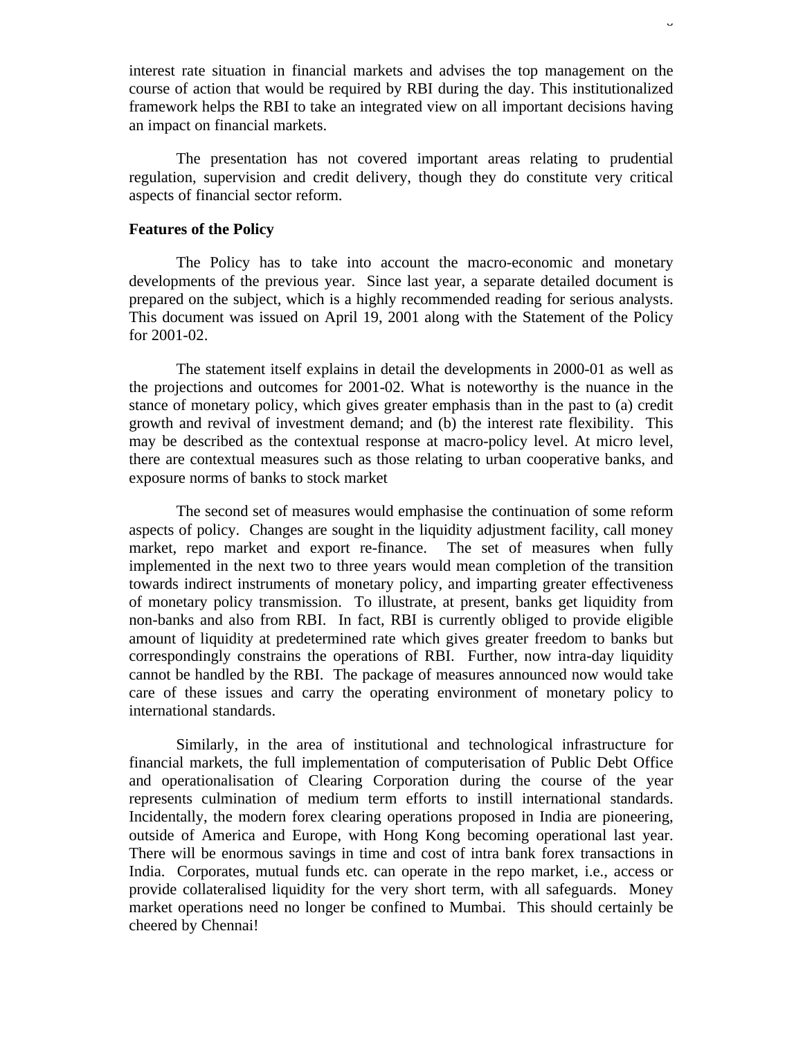interest rate situation in financial markets and advises the top management on the course of action that would be required by RBI during the day. This institutionalized framework helps the RBI to take an integrated view on all important decisions having an impact on financial markets.

The presentation has not covered important areas relating to prudential regulation, supervision and credit delivery, though they do constitute very critical aspects of financial sector reform.

**Features of the Policy**

The Policy has to take into account the macro-economic and monetary developments of the previous year. Since last year, a separate detailed document is prepared on the subject, which is a highly recommended reading for serious analysts. This document was issued on April 19, 2001 along with the Statement of the Policy for 2001-02.

The statement itself explains in detail the developments in 2000-01 as well as the projections and outcomes for 2001-02. What is noteworthy is the nuance in the stance of monetary policy, which gives greater emphasis than in the past to (a) credit growth and revival of investment demand; and (b) the interest rate flexibility. This may be described as the contextual response at macro-policy level. At micro level, there are contextual measures such as those relating to urban cooperative banks, and exposure norms of banks to stock market

The second set of measures would emphasise the continuation of some reform aspects of policy. Changes are sought in the liquidity adjustment facility, call money market, repo market and export re-finance. The set of measures when fully implemented in the next two to three years would mean completion of the transition towards indirect instruments of monetary policy, and imparting greater effectiveness of monetary policy transmission. To illustrate, at present, banks get liquidity from non-banks and also from RBI. In fact, RBI is currently obliged to provide eligible amount of liquidity at predetermined rate which gives greater freedom to banks but correspondingly constrains the operations of RBI. Further, now intra-day liquidity cannot be handled by the RBI. The package of measures announced now would take care of these issues and carry the operating environment of monetary policy to international standards.

Similarly, in the area of institutional and technological infrastructure for financial markets, the full implementation of computerisation of Public Debt Office and operationalisation of Clearing Corporation during the course of the year represents culmination of medium term efforts to instill international standards. Incidentally, the modern forex clearing operations proposed in India are pioneering, outside of America and Europe, with Hong Kong becoming operational last year. There will be enormous savings in time and cost of intra bank forex transactions in India. Corporates, mutual funds etc. can operate in the repo market, i.e., access or provide collateralised liquidity for the very short term, with all safeguards. Money market operations need no longer be confined to Mumbai. This should certainly be cheered by Chennai!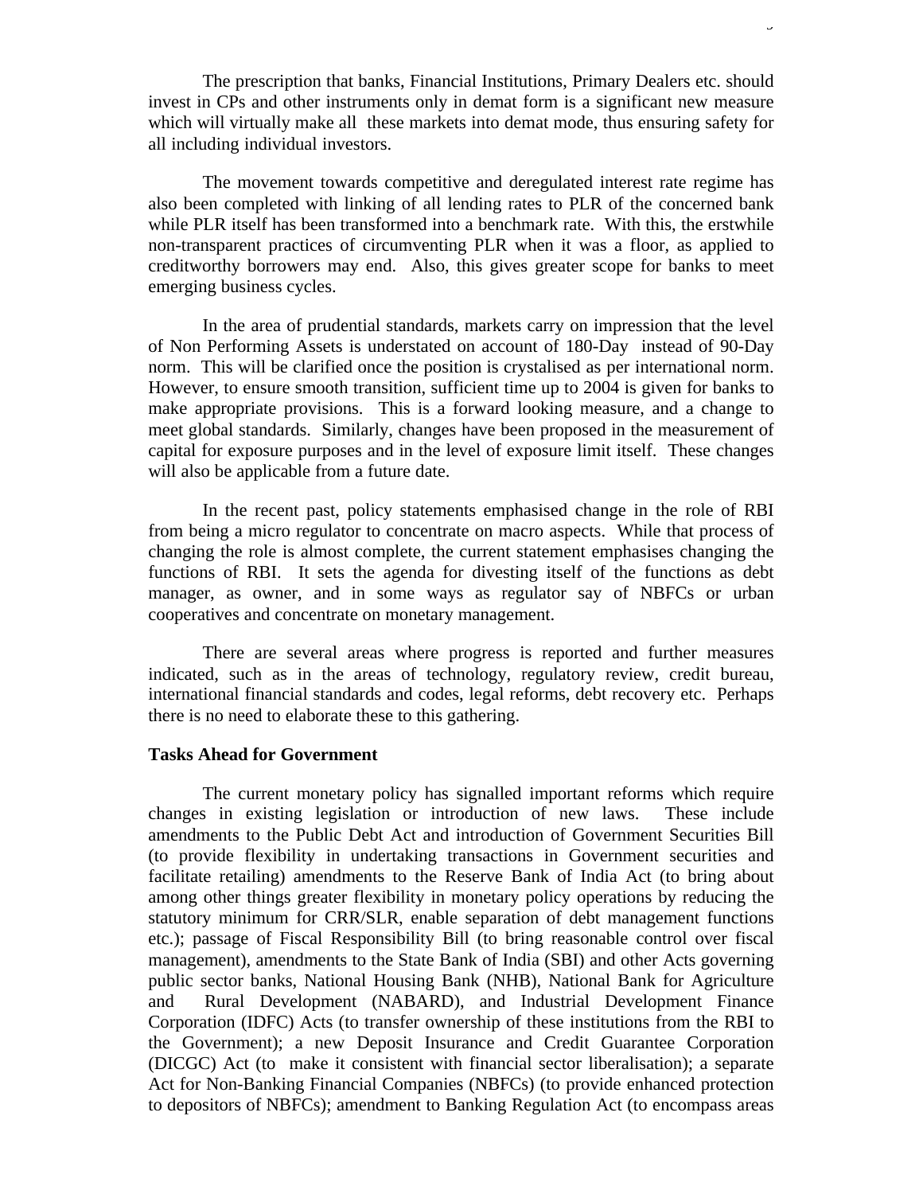The prescription that banks, Financial Institutions, Primary Dealers etc. should invest in CPs and other instruments only in demat form is a significant new measure which will virtually make all these markets into demat mode, thus ensuring safety for all including individual investors.

The movement towards competitive and deregulated interest rate regime has also been completed with linking of all lending rates to PLR of the concerned bank while PLR itself has been transformed into a benchmark rate. With this, the erstwhile non-transparent practices of circumventing PLR when it was a floor, as applied to creditworthy borrowers may end. Also, this gives greater scope for banks to meet emerging business cycles.

In the area of prudential standards, markets carry on impression that the level of Non Performing Assets is understated on account of 180-Day instead of 90-Day norm. This will be clarified once the position is crystalised as per international norm. However, to ensure smooth transition, sufficient time up to 2004 is given for banks to make appropriate provisions. This is a forward looking measure, and a change to meet global standards. Similarly, changes have been proposed in the measurement of capital for exposure purposes and in the level of exposure limit itself. These changes will also be applicable from a future date.

In the recent past, policy statements emphasised change in the role of RBI from being a micro regulator to concentrate on macro aspects. While that process of changing the role is almost complete, the current statement emphasises changing the functions of RBI. It sets the agenda for divesting itself of the functions as debt manager, as owner, and in some ways as regulator say of NBFCs or urban cooperatives and concentrate on monetary management.

There are several areas where progress is reported and further measures indicated, such as in the areas of technology, regulatory review, credit bureau, international financial standards and codes, legal reforms, debt recovery etc. Perhaps there is no need to elaborate these to this gathering.

**Tasks Ahead for Government**

The current monetary policy has signalled important reforms which require changes in existing legislation or introduction of new laws. These include amendments to the Public Debt Act and introduction of Government Securities Bill (to provide flexibility in undertaking transactions in Government securities and facilitate retailing) amendments to the Reserve Bank of India Act (to bring about among other things greater flexibility in monetary policy operations by reducing the statutory minimum for CRR/SLR, enable separation of debt management functions etc.); passage of Fiscal Responsibility Bill (to bring reasonable control over fiscal management), amendments to the State Bank of India (SBI) and other Acts governing public sector banks, National Housing Bank (NHB), National Bank for Agriculture and Rural Development (NABARD), and Industrial Development Finance Corporation (IDFC) Acts (to transfer ownership of these institutions from the RBI to the Government); a new Deposit Insurance and Credit Guarantee Corporation (DICGC) Act (to make it consistent with financial sector liberalisation); a separate Act for Non-Banking Financial Companies (NBFCs) (to provide enhanced protection to depositors of NBFCs); amendment to Banking Regulation Act (to encompass areas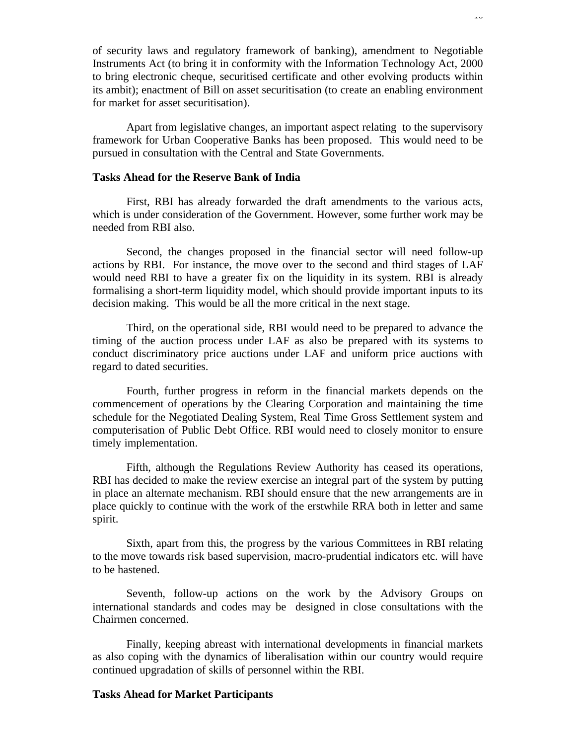of security laws and regulatory framework of banking), amendment to Negotiable Instruments Act (to bring it in conformity with the Information Technology Act, 2000 to bring electronic cheque, securitised certificate and other evolving products within its ambit); enactment of Bill on asset securitisation (to create an enabling environment for market for asset securitisation).

Apart from legislative changes, an important aspect relating to the supervisory framework for Urban Cooperative Banks has been proposed. This would need to be pursued in consultation with the Central and State Governments.

**Tasks Ahead for the Reserve Bank of India**

First, RBI has already forwarded the draft amendments to the various acts, which is under consideration of the Government. However, some further work may be needed from RBI also.

Second, the changes proposed in the financial sector will need follow-up actions by RBI. For instance, the move over to the second and third stages of LAF would need RBI to have a greater fix on the liquidity in its system. RBI is already formalising a short-term liquidity model, which should provide important inputs to its decision making. This would be all the more critical in the next stage.

Third, on the operational side, RBI would need to be prepared to advance the timing of the auction process under LAF as also be prepared with its systems to conduct discriminatory price auctions under LAF and uniform price auctions with regard to dated securities.

Fourth, further progress in reform in the financial markets depends on the commencement of operations by the Clearing Corporation and maintaining the time schedule for the Negotiated Dealing System, Real Time Gross Settlement system and computerisation of Public Debt Office. RBI would need to closely monitor to ensure timely implementation.

Fifth, although the Regulations Review Authority has ceased its operations, RBI has decided to make the review exercise an integral part of the system by putting in place an alternate mechanism. RBI should ensure that the new arrangements are in place quickly to continue with the work of the erstwhile RRA both in letter and same spirit.

Sixth, apart from this, the progress by the various Committees in RBI relating to the move towards risk based supervision, macro-prudential indicators etc. will have to be hastened.

Seventh, follow-up actions on the work by the Advisory Groups on international standards and codes may be designed in close consultations with the Chairmen concerned.

Finally, keeping abreast with international developments in financial markets as also coping with the dynamics of liberalisation within our country would require continued upgradation of skills of personnel within the RBI.

**Tasks Ahead for Market Participants**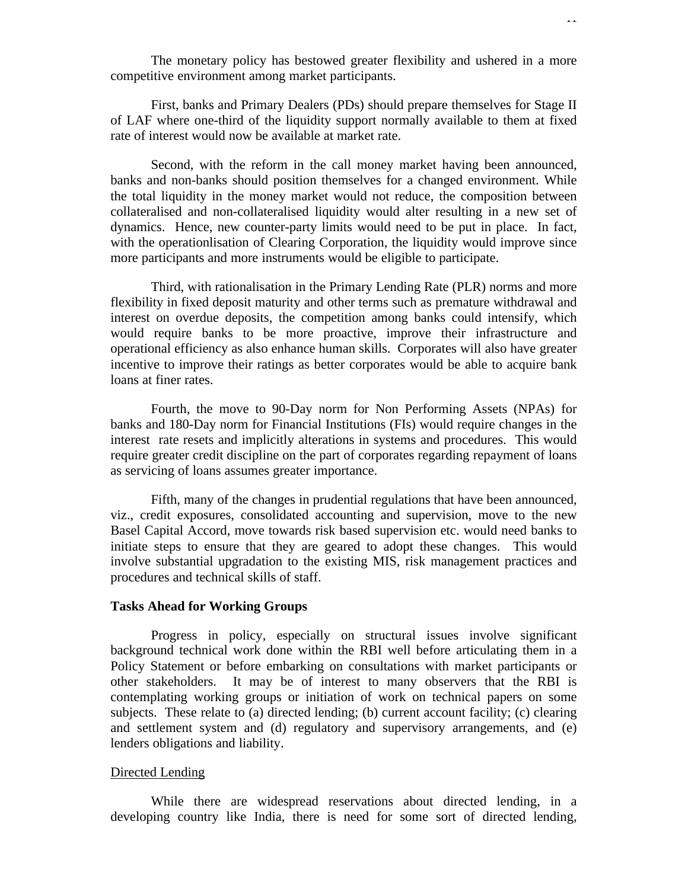The monetary policy has bestowed greater flexibility and ushered in a more competitive environment among market participants.

First, banks and Primary Dealers (PDs) should prepare themselves for Stage II of LAF where one-third of the liquidity support normally available to them at fixed rate of interest would now be available at market rate.

Second, with the reform in the call money market having been announced, banks and non-banks should position themselves for a changed environment. While the total liquidity in the money market would not reduce, the composition between collateralised and non-collateralised liquidity would alter resulting in a new set of dynamics. Hence, new counter-party limits would need to be put in place. In fact, with the operationlisation of Clearing Corporation, the liquidity would improve since more participants and more instruments would be eligible to participate.

Third, with rationalisation in the Primary Lending Rate (PLR) norms and more flexibility in fixed deposit maturity and other terms such as premature withdrawal and interest on overdue deposits, the competition among banks could intensify, which would require banks to be more proactive, improve their infrastructure and operational efficiency as also enhance human skills. Corporates will also have greater incentive to improve their ratings as better corporates would be able to acquire bank loans at finer rates.

Fourth, the move to 90-Day norm for Non Performing Assets (NPAs) for banks and 180-Day norm for Financial Institutions (FIs) would require changes in the interest rate resets and implicitly alterations in systems and procedures. This would require greater credit discipline on the part of corporates regarding repayment of loans as servicing of loans assumes greater importance.

Fifth, many of the changes in prudential regulations that have been announced, viz., credit exposures, consolidated accounting and supervision, move to the new Basel Capital Accord, move towards risk based supervision etc. would need banks to initiate steps to ensure that they are geared to adopt these changes. This would involve substantial upgradation to the existing MIS, risk management practices and procedures and technical skills of staff.

**Tasks Ahead for Working Groups**

Progress in policy, especially on structural issues involve significant background technical work done within the RBI well before articulating them in a Policy Statement or before embarking on consultations with market participants or other stakeholders. It may be of interest to many observers that the RBI is contemplating working groups or initiation of work on technical papers on some subjects. These relate to (a) directed lending; (b) current account facility; (c) clearing and settlement system and (d) regulatory and supervisory arrangements, and (e) lenders obligations and liability.

Directed Lending

While there are widespread reservations about directed lending, in a developing country like India, there is need for some sort of directed lending,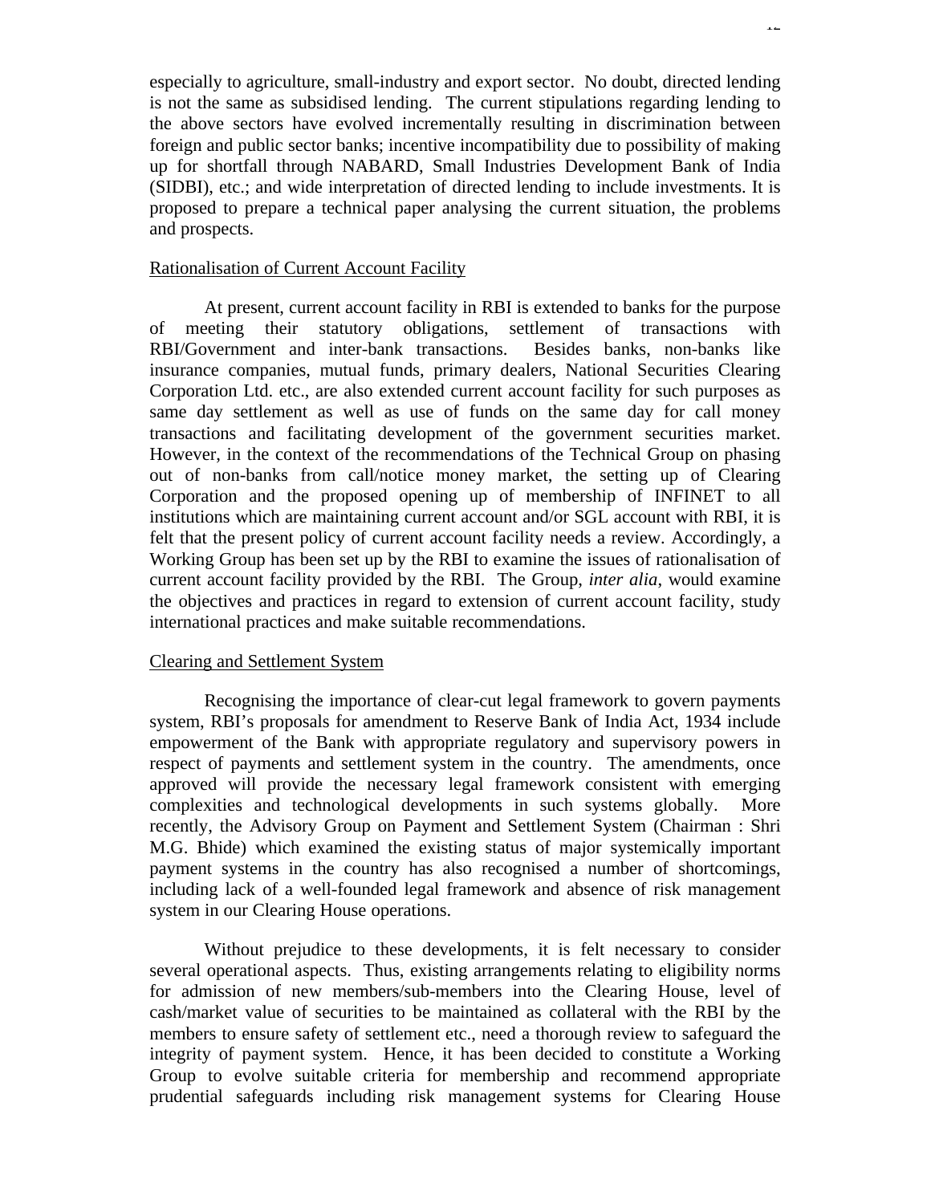especially to agriculture, small-industry and export sector. No doubt, directed lending is not the same as subsidised lending. The current stipulations regarding lending to the above sectors have evolved incrementally resulting in discrimination between foreign and public sector banks; incentive incompatibility due to possibility of making up for shortfall through NABARD, Small Industries Development Bank of India (SIDBI), etc.; and wide interpretation of directed lending to include investments. It is proposed to prepare a technical paper analysing the current situation, the problems and prospects.

Rationalisation of Current Account Facility

At present, current account facility in RBI is extended to banks for the purpose of meeting their statutory obligations, settlement of transactions with RBI/Government and inter-bank transactions. Besides banks, non-banks like insurance companies, mutual funds, primary dealers, National Securities Clearing Corporation Ltd. etc., are also extended current account facility for such purposes as same day settlement as well as use of funds on the same day for call money transactions and facilitating development of the government securities market. However, in the context of the recommendations of the Technical Group on phasing out of non-banks from call/notice money market, the setting up of Clearing Corporation and the proposed opening up of membership of INFINET to all institutions which are maintaining current account and/or SGL account with RBI, it is felt that the present policy of current account facility needs a review. Accordingly, a Working Group has been set up by the RBI to examine the issues of rationalisation of current account facility provided by the RBI. The Group, *inter alia*, would examine the objectives and practices in regard to extension of current account facility, study international practices and make suitable recommendations.

Clearing and Settlement System

Recognising the importance of clear-cut legal framework to govern payments system, RBI's proposals for amendment to Reserve Bank of India Act, 1934 include empowerment of the Bank with appropriate regulatory and supervisory powers in respect of payments and settlement system in the country. The amendments, once approved will provide the necessary legal framework consistent with emerging complexities and technological developments in such systems globally. More recently, the Advisory Group on Payment and Settlement System (Chairman : Shri M.G. Bhide) which examined the existing status of major systemically important payment systems in the country has also recognised a number of shortcomings, including lack of a well-founded legal framework and absence of risk management system in our Clearing House operations.

Without prejudice to these developments, it is felt necessary to consider several operational aspects. Thus, existing arrangements relating to eligibility norms for admission of new members/sub-members into the Clearing House, level of cash/market value of securities to be maintained as collateral with the RBI by the members to ensure safety of settlement etc., need a thorough review to safeguard the integrity of payment system. Hence, it has been decided to constitute a Working Group to evolve suitable criteria for membership and recommend appropriate prudential safeguards including risk management systems for Clearing House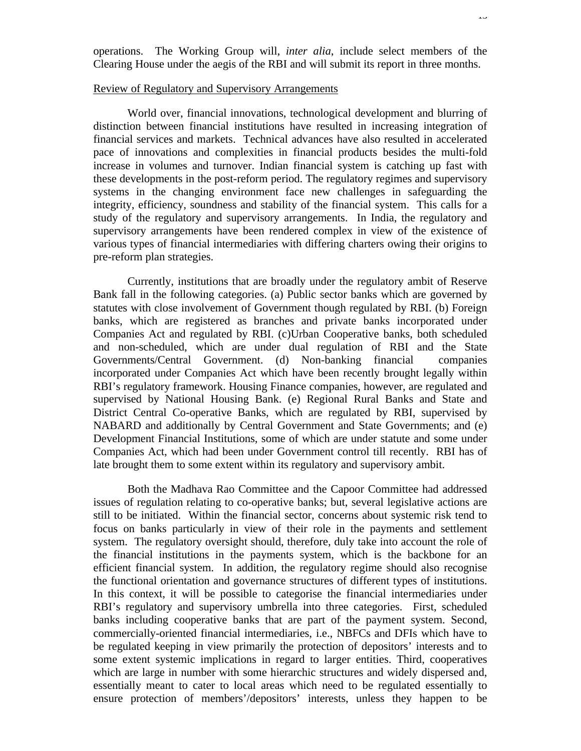operations. The Working Group will, *inter alia*, include select members of the Clearing House under the aegis of the RBI and will submit its report in three months.

Review of Regulatory and Supervisory Arrangements

World over, financial innovations, technological development and blurring of distinction between financial institutions have resulted in increasing integration of financial services and markets. Technical advances have also resulted in accelerated pace of innovations and complexities in financial products besides the multi-fold increase in volumes and turnover. Indian financial system is catching up fast with these developments in the post-reform period. The regulatory regimes and supervisory systems in the changing environment face new challenges in safeguarding the integrity, efficiency, soundness and stability of the financial system. This calls for a study of the regulatory and supervisory arrangements. In India, the regulatory and supervisory arrangements have been rendered complex in view of the existence of various types of financial intermediaries with differing charters owing their origins to pre-reform plan strategies.

Currently, institutions that are broadly under the regulatory ambit of Reserve Bank fall in the following categories. (a) Public sector banks which are governed by statutes with close involvement of Government though regulated by RBI. (b) Foreign banks, which are registered as branches and private banks incorporated under Companies Act and regulated by RBI. (c)Urban Cooperative banks, both scheduled and non-scheduled, which are under dual regulation of RBI and the State Governments/Central Government. (d) Non-banking financial companies incorporated under Companies Act which have been recently brought legally within RBI's regulatory framework. Housing Finance companies, however, are regulated and supervised by National Housing Bank. (e) Regional Rural Banks and State and District Central Co-operative Banks, which are regulated by RBI, supervised by NABARD and additionally by Central Government and State Governments; and (e) Development Financial Institutions, some of which are under statute and some under Companies Act, which had been under Government control till recently. RBI has of late brought them to some extent within its regulatory and supervisory ambit.

Both the Madhava Rao Committee and the Capoor Committee had addressed issues of regulation relating to co-operative banks; but, several legislative actions are still to be initiated. Within the financial sector, concerns about systemic risk tend to focus on banks particularly in view of their role in the payments and settlement system. The regulatory oversight should, therefore, duly take into account the role of the financial institutions in the payments system, which is the backbone for an efficient financial system. In addition, the regulatory regime should also recognise the functional orientation and governance structures of different types of institutions. In this context, it will be possible to categorise the financial intermediaries under RBI's regulatory and supervisory umbrella into three categories. First, scheduled banks including cooperative banks that are part of the payment system. Second, commercially-oriented financial intermediaries, i.e., NBFCs and DFIs which have to be regulated keeping in view primarily the protection of depositors' interests and to some extent systemic implications in regard to larger entities. Third, cooperatives which are large in number with some hierarchic structures and widely dispersed and, essentially meant to cater to local areas which need to be regulated essentially to ensure protection of members'/depositors' interests, unless they happen to be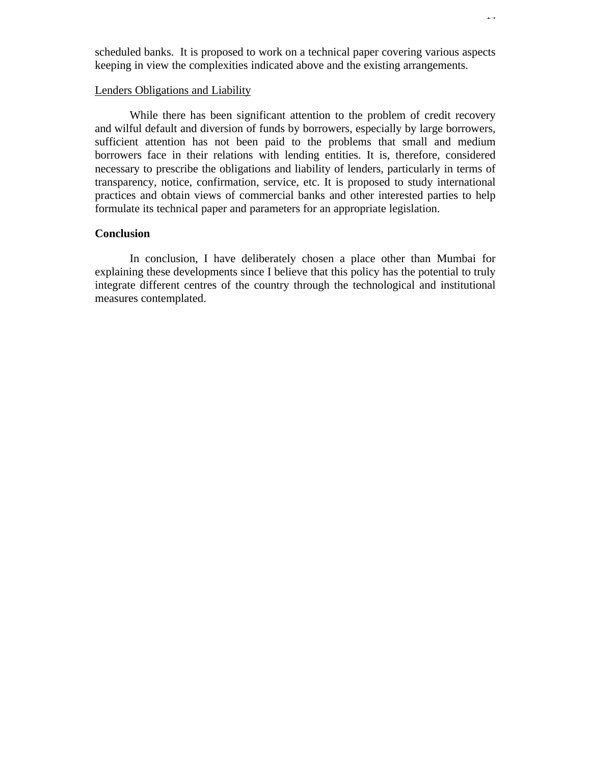scheduled banks. It is proposed to work on a technical paper covering various aspects keeping in view the complexities indicated above and the existing arrangements.

<u>Lenders Obligations and Liability</u>

While there has been significant attention to the problem of credit recovery and wilful default and diversion of funds by borrowers, especially by large borrowers, sufficient attention has not been paid to the problems that small and medium borrowers face in their relations with lending entities. It is, therefore, considered necessary to prescribe the obligations and liability of lenders, particularly in terms of transparency, notice, confirmation, service, etc. It is proposed to study international practices and obtain views of commercial banks and other interested parties to help formulate its technical paper and parameters for an appropriate legislation.

**Conclusion**

In conclusion, I have deliberately chosen a place other than Mumbai for explaining these developments since I believe that this policy has the potential to truly integrate different centres of the country through the technological and institutional measures contemplated.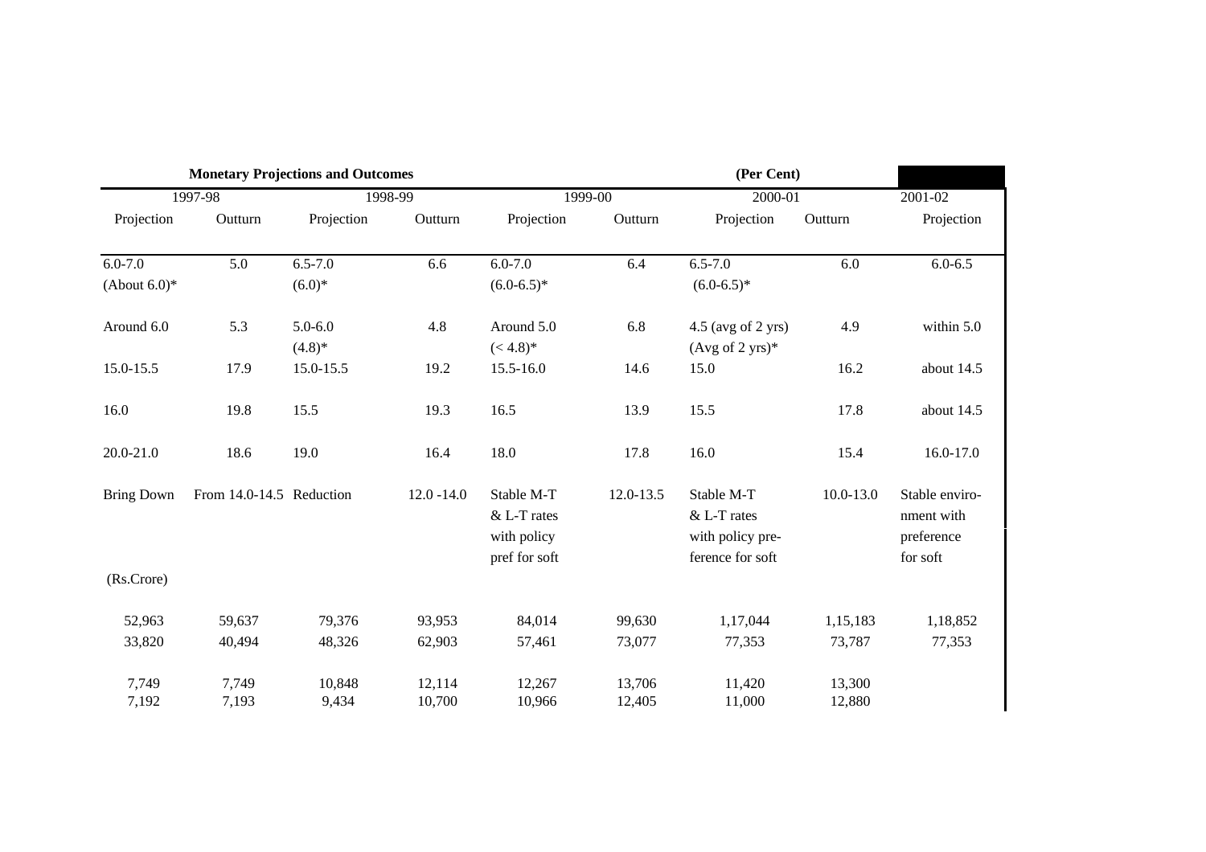**Monetary Projections and Outcomes** **(Per Cent)**

| 1997-98 | | 1998-99 | | 1999-00 | | 2000-01 | | 2001-02 |
|---|---|---|---|---|---|---|---|---|
| Projection | Outturn | Projection | Outturn | Projection | Outturn | Projection | Outturn | Projection |
| 6.0-7.0 (About 6.0)* | 5.0 | 6.5-7.0 (6.0)* | 6.6 | 6.0-7.0 (6.0-6.5)* | 6.4 | 6.5-7.0 (6.0-6.5)* | 6.0 | 6.0-6.5 |
| Around 6.0 | 5.3 | 5.0-6.0 (4.8)* | 4.8 | Around 5.0 (< 4.8)* | 6.8 | 4.5 (avg of 2 yrs) (Avg of 2 yrs)* | 4.9 | within 5.0 |
| 15.0-15.5 | 17.9 | 15.0-15.5 | 19.2 | 15.5-16.0 | 14.6 | 15.0 | 16.2 | about 14.5 |
| 16.0 | 19.8 | 15.5 | 19.3 | 16.5 | 13.9 | 15.5 | 17.8 | about 14.5 |
| 20.0-21.0 | 18.6 | 19.0 | 16.4 | 18.0 | 17.8 | 16.0 | 15.4 | 16.0-17.0 |
| Bring Down | From 14.0-14.5 | Reduction | 12.0 -14.0 | Stable M-T & L-T rates with policy pref for soft | 12.0-13.5 | Stable M-T & L-T rates with policy preference for soft | 10.0-13.0 | Stable environment with preference for soft |
| (Rs.Crore) | | | | | | | | |
| 52,963 | 59,637 | 79,376 | 93,953 | 84,014 | 99,630 | 1,17,044 | 1,15,183 | 1,18,852 |
| 33,820 | 40,494 | 48,326 | 62,903 | 57,461 | 73,077 | 77,353 | 73,787 | 77,353 |
| 7,749 | 7,749 | 10,848 | 12,114 | 12,267 | 13,706 | 11,420 | 13,300 | |
| 7,192 | 7,193 | 9,434 | 10,700 | 10,966 | 12,405 | 11,000 | 12,880 | |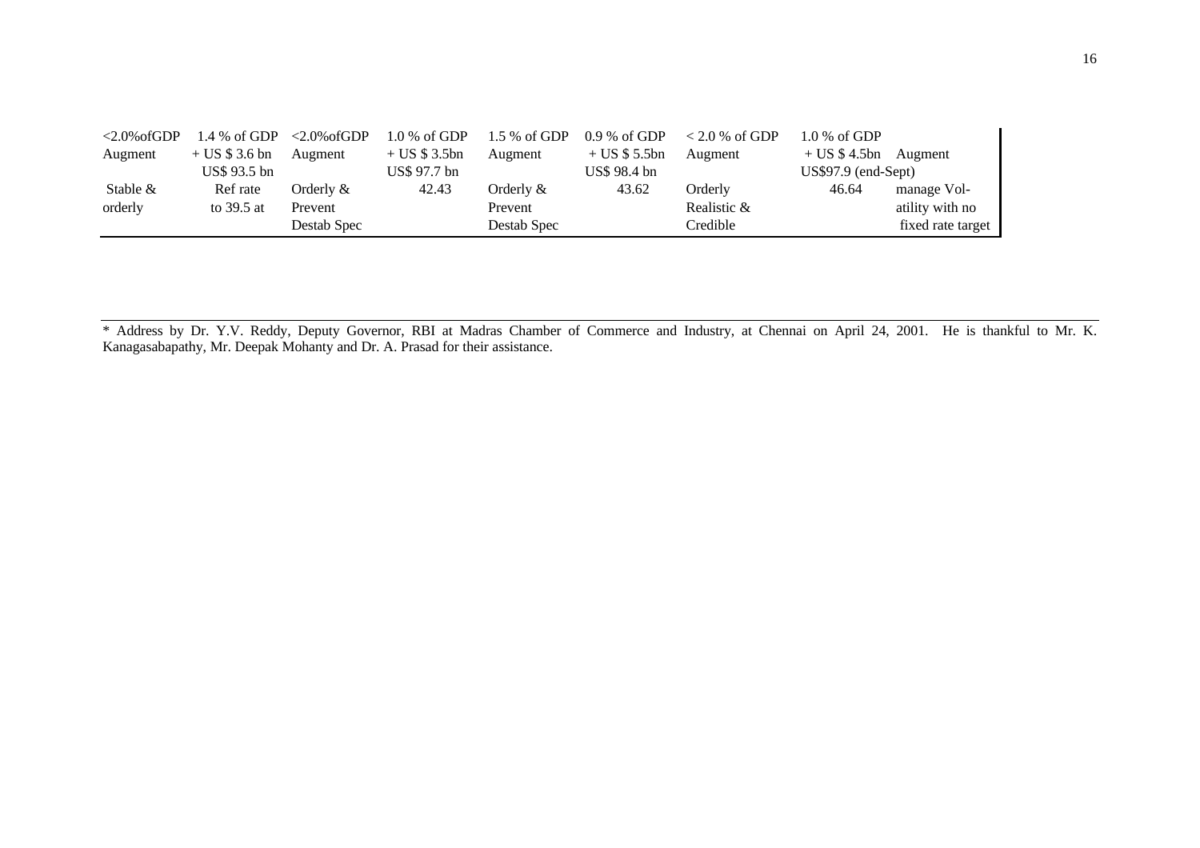| | | | | | | | | |
|---|---|---|---|---|---|---|---|---|
| <2.0%ofGDP | 1.4 % of GDP | <2.0%ofGDP | 1.0 % of GDP | 1.5 % of GDP | 0.9 % of GDP | < 2.0 % of GDP | 1.0 % of GDP | |
| Augment | + US $ 3.6 bn | Augment | + US $ 3.5bn | Augment | + US $ 5.5bn | Augment | + US $ 4.5bn | Augment |
| | US$ 93.5 bn | | US$ 97.7 bn | | US$ 98.4 bn | | US$97.9 (end-Sept) | |
| Stable & | Ref rate | Orderly & | 42.43 | Orderly & | 43.62 | Orderly | 46.64 | manage Vol- |
| orderly | to 39.5 at | Prevent | | Prevent | | Realistic & | | atility with no |
| | | Destab Spec | | Destab Spec | | Credible | | fixed rate target |

---

* Address by Dr. Y.V. Reddy, Deputy Governor, RBI at Madras Chamber of Commerce and Industry, at Chennai on April 24, 2001. He is thankful to Mr. K. Kanagasabapathy, Mr. Deepak Mohanty and Dr. A. Prasad for their assistance.